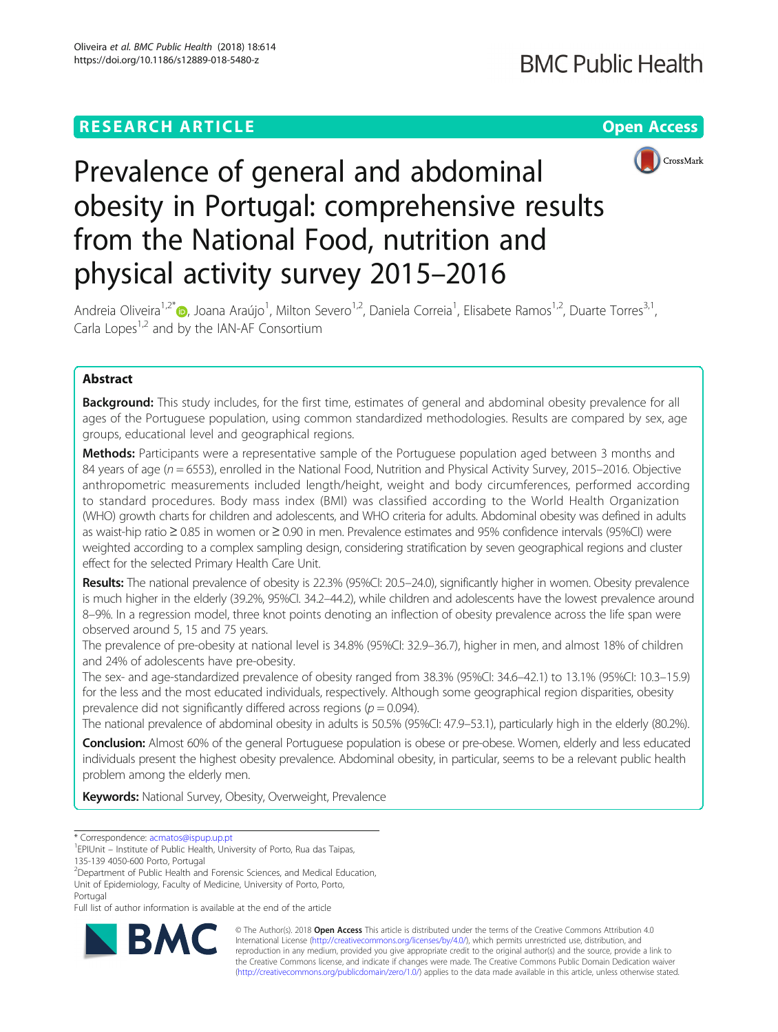RESEARCH ARTICLE

Open Access

# Prevalence of general and abdominal obesity in Portugal: comprehensive results from the National Food, nutrition and physical activity survey 2015–2016

Andreia Oliveira[1,2*], Joana Araújo[1], Milton Severo[1,2], Daniela Correia[1], Elisabete Ramos[1,2], Duarte Torres[3,1], Carla Lopes[1,2] and by the IAN-AF Consortium

## Abstract

**Background:** This study includes, for the first time, estimates of general and abdominal obesity prevalence for all ages of the Portuguese population, using common standardized methodologies. Results are compared by sex, age groups, educational level and geographical regions.

**Methods:** Participants were a representative sample of the Portuguese population aged between 3 months and 84 years of age ($n = 6553$), enrolled in the National Food, Nutrition and Physical Activity Survey, 2015–2016. Objective anthropometric measurements included length/height, weight and body circumferences, performed according to standard procedures. Body mass index (BMI) was classified according to the World Health Organization (WHO) growth charts for children and adolescents, and WHO criteria for adults. Abdominal obesity was defined in adults as waist-hip ratio ≥ 0.85 in women or ≥ 0.90 in men. Prevalence estimates and 95% confidence intervals (95%CI) were weighted according to a complex sampling design, considering stratification by seven geographical regions and cluster effect for the selected Primary Health Care Unit.

**Results:** The national prevalence of obesity is 22.3% (95%CI: 20.5–24.0), significantly higher in women. Obesity prevalence is much higher in the elderly (39.2%, 95%CI. 34.2–44.2), while children and adolescents have the lowest prevalence around 8–9%. In a regression model, three knot points denoting an inflection of obesity prevalence across the life span were observed around 5, 15 and 75 years.

The prevalence of pre-obesity at national level is 34.8% (95%CI: 32.9–36.7), higher in men, and almost 18% of children and 24% of adolescents have pre-obesity.

The sex- and age-standardized prevalence of obesity ranged from 38.3% (95%CI: 34.6–42.1) to 13.1% (95%CI: 10.3–15.9) for the less and the most educated individuals, respectively. Although some geographical region disparities, obesity prevalence did not significantly differed across regions ($p = 0.094$).

The national prevalence of abdominal obesity in adults is 50.5% (95%CI: 47.9–53.1), particularly high in the elderly (80.2%).

**Conclusion:** Almost 60% of the general Portuguese population is obese or pre-obese. Women, elderly and less educated individuals present the highest obesity prevalence. Abdominal obesity, in particular, seems to be a relevant public health problem among the elderly men.

**Keywords:** National Survey, Obesity, Overweight, Prevalence

---

\* Correspondence: acmatos@ispup.up.pt

[1]EPIUnit – Institute of Public Health, University of Porto, Rua das Taipas, 135-139 4050-600 Porto, Portugal

[2]Department of Public Health and Forensic Sciences, and Medical Education, Unit of Epidemiology, Faculty of Medicine, University of Porto, Porto, Portugal

Full list of author information is available at the end of the article

© The Author(s). 2018 **Open Access** This article is distributed under the terms of the Creative Commons Attribution 4.0 International License (http://creativecommons.org/licenses/by/4.0/), which permits unrestricted use, distribution, and reproduction in any medium, provided you give appropriate credit to the original author(s) and the source, provide a link to the Creative Commons license, and indicate if changes were made. The Creative Commons Public Domain Dedication waiver (http://creativecommons.org/publicdomain/zero/1.0/) applies to the data made available in this article, unless otherwise stated.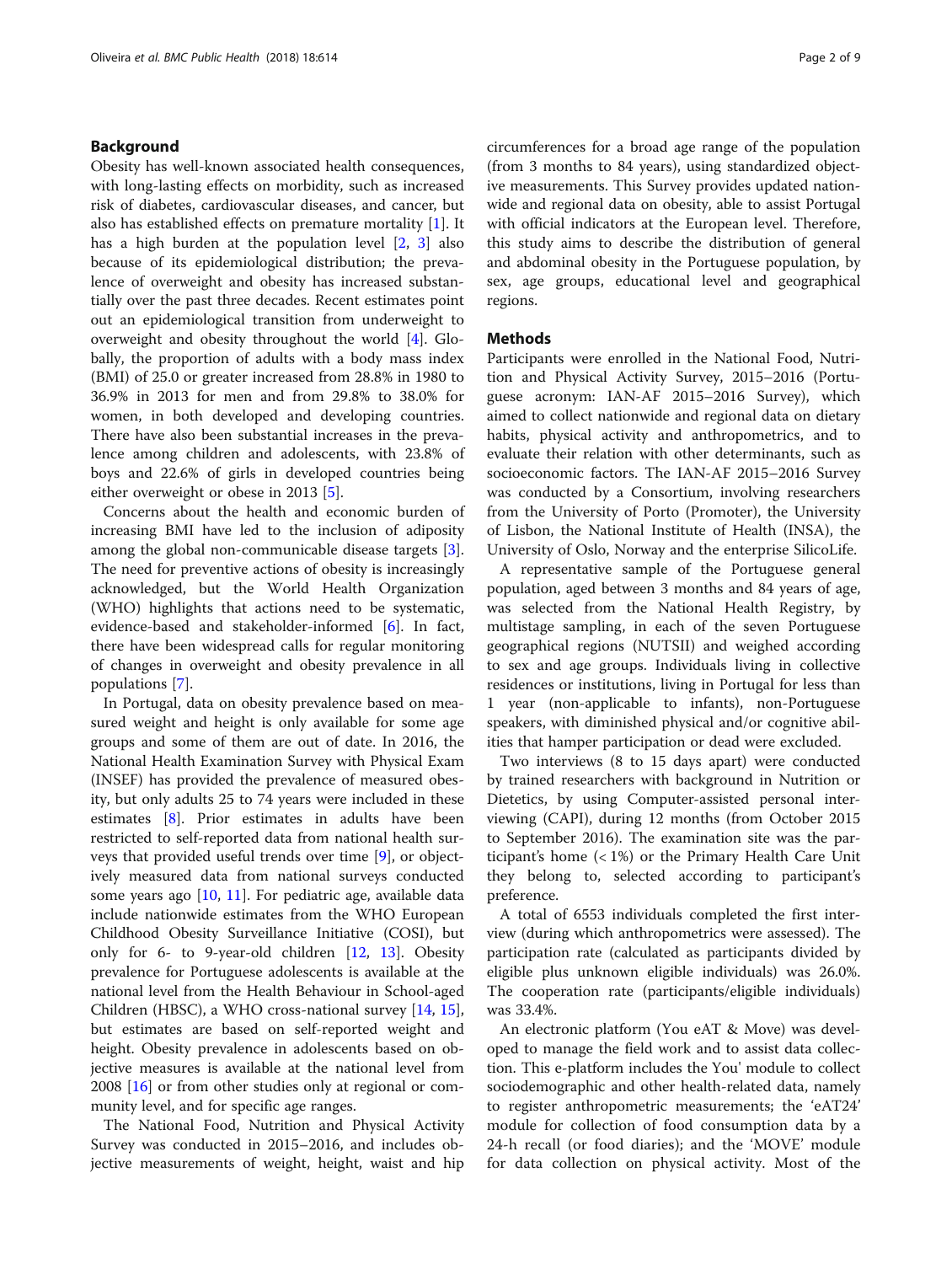## Background

Obesity has well-known associated health consequences, with long-lasting effects on morbidity, such as increased risk of diabetes, cardiovascular diseases, and cancer, but also has established effects on premature mortality [1]. It has a high burden at the population level [2, 3] also because of its epidemiological distribution; the prevalence of overweight and obesity has increased substantially over the past three decades. Recent estimates point out an epidemiological transition from underweight to overweight and obesity throughout the world [4]. Globally, the proportion of adults with a body mass index (BMI) of 25.0 or greater increased from 28.8% in 1980 to 36.9% in 2013 for men and from 29.8% to 38.0% for women, in both developed and developing countries. There have also been substantial increases in the prevalence among children and adolescents, with 23.8% of boys and 22.6% of girls in developed countries being either overweight or obese in 2013 [5].

Concerns about the health and economic burden of increasing BMI have led to the inclusion of adiposity among the global non-communicable disease targets [3]. The need for preventive actions of obesity is increasingly acknowledged, but the World Health Organization (WHO) highlights that actions need to be systematic, evidence-based and stakeholder-informed [6]. In fact, there have been widespread calls for regular monitoring of changes in overweight and obesity prevalence in all populations [7].

In Portugal, data on obesity prevalence based on measured weight and height is only available for some age groups and some of them are out of date. In 2016, the National Health Examination Survey with Physical Exam (INSEF) has provided the prevalence of measured obesity, but only adults 25 to 74 years were included in these estimates [8]. Prior estimates in adults have been restricted to self-reported data from national health surveys that provided useful trends over time [9], or objectively measured data from national surveys conducted some years ago [10, 11]. For pediatric age, available data include nationwide estimates from the WHO European Childhood Obesity Surveillance Initiative (COSI), but only for 6- to 9-year-old children [12, 13]. Obesity prevalence for Portuguese adolescents is available at the national level from the Health Behaviour in School-aged Children (HBSC), a WHO cross-national survey [14, 15], but estimates are based on self-reported weight and height. Obesity prevalence in adolescents based on objective measures is available at the national level from 2008 [16] or from other studies only at regional or community level, and for specific age ranges.

The National Food, Nutrition and Physical Activity Survey was conducted in 2015–2016, and includes objective measurements of weight, height, waist and hip circumferences for a broad age range of the population (from 3 months to 84 years), using standardized objective measurements. This Survey provides updated nationwide and regional data on obesity, able to assist Portugal with official indicators at the European level. Therefore, this study aims to describe the distribution of general and abdominal obesity in the Portuguese population, by sex, age groups, educational level and geographical regions.

## Methods

Participants were enrolled in the National Food, Nutrition and Physical Activity Survey, 2015–2016 (Portuguese acronym: IAN-AF 2015–2016 Survey), which aimed to collect nationwide and regional data on dietary habits, physical activity and anthropometrics, and to evaluate their relation with other determinants, such as socioeconomic factors. The IAN-AF 2015–2016 Survey was conducted by a Consortium, involving researchers from the University of Porto (Promoter), the University of Lisbon, the National Institute of Health (INSA), the University of Oslo, Norway and the enterprise SilicoLife.

A representative sample of the Portuguese general population, aged between 3 months and 84 years of age, was selected from the National Health Registry, by multistage sampling, in each of the seven Portuguese geographical regions (NUTSII) and weighed according to sex and age groups. Individuals living in collective residences or institutions, living in Portugal for less than 1 year (non-applicable to infants), non-Portuguese speakers, with diminished physical and/or cognitive abilities that hamper participation or dead were excluded.

Two interviews (8 to 15 days apart) were conducted by trained researchers with background in Nutrition or Dietetics, by using Computer-assisted personal interviewing (CAPI), during 12 months (from October 2015 to September 2016). The examination site was the participant's home (< 1%) or the Primary Health Care Unit they belong to, selected according to participant's preference.

A total of 6553 individuals completed the first interview (during which anthropometrics were assessed). The participation rate (calculated as participants divided by eligible plus unknown eligible individuals) was 26.0%. The cooperation rate (participants/eligible individuals) was 33.4%.

An electronic platform (You eAT & Move) was developed to manage the field work and to assist data collection. This e-platform includes the You' module to collect sociodemographic and other health-related data, namely to register anthropometric measurements; the 'eAT24' module for collection of food consumption data by a 24-h recall (or food diaries); and the 'MOVE' module for data collection on physical activity. Most of the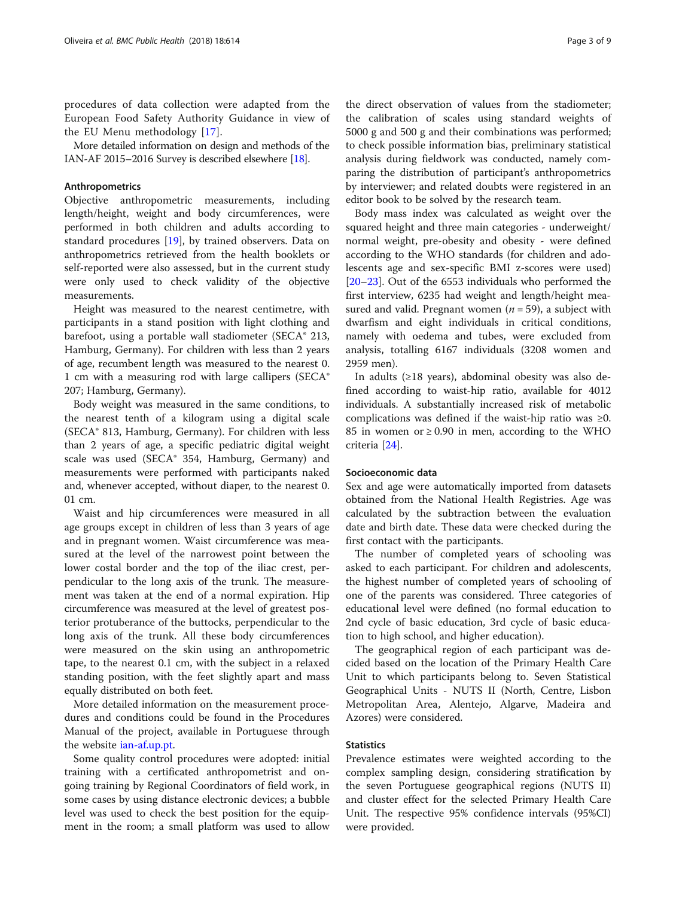procedures of data collection were adapted from the European Food Safety Authority Guidance in view of the EU Menu methodology [17].

More detailed information on design and methods of the IAN-AF 2015–2016 Survey is described elsewhere [18].

### Anthropometrics

Objective anthropometric measurements, including length/height, weight and body circumferences, were performed in both children and adults according to standard procedures [19], by trained observers. Data on anthropometrics retrieved from the health booklets or self-reported were also assessed, but in the current study were only used to check validity of the objective measurements.

Height was measured to the nearest centimetre, with participants in a stand position with light clothing and barefoot, using a portable wall stadiometer (SECA® 213, Hamburg, Germany). For children with less than 2 years of age, recumbent length was measured to the nearest 0.1 cm with a measuring rod with large callipers (SECA® 207; Hamburg, Germany).

Body weight was measured in the same conditions, to the nearest tenth of a kilogram using a digital scale (SECA® 813, Hamburg, Germany). For children with less than 2 years of age, a specific pediatric digital weight scale was used (SECA® 354, Hamburg, Germany) and measurements were performed with participants naked and, whenever accepted, without diaper, to the nearest 0.01 cm.

Waist and hip circumferences were measured in all age groups except in children of less than 3 years of age and in pregnant women. Waist circumference was measured at the level of the narrowest point between the lower costal border and the top of the iliac crest, perpendicular to the long axis of the trunk. The measurement was taken at the end of a normal expiration. Hip circumference was measured at the level of greatest posterior protuberance of the buttocks, perpendicular to the long axis of the trunk. All these body circumferences were measured on the skin using an anthropometric tape, to the nearest 0.1 cm, with the subject in a relaxed standing position, with the feet slightly apart and mass equally distributed on both feet.

More detailed information on the measurement procedures and conditions could be found in the Procedures Manual of the project, available in Portuguese through the website ian-af.up.pt.

Some quality control procedures were adopted: initial training with a certificated anthropometrist and ongoing training by Regional Coordinators of field work, in some cases by using distance electronic devices; a bubble level was used to check the best position for the equipment in the room; a small platform was used to allow the direct observation of values from the stadiometer; the calibration of scales using standard weights of 5000 g and 500 g and their combinations was performed; to check possible information bias, preliminary statistical analysis during fieldwork was conducted, namely comparing the distribution of participant's anthropometrics by interviewer; and related doubts were registered in an editor book to be solved by the research team.

Body mass index was calculated as weight over the squared height and three main categories - underweight/normal weight, pre-obesity and obesity - were defined according to the WHO standards (for children and adolescents age and sex-specific BMI z-scores were used) [20–23]. Out of the 6553 individuals who performed the first interview, 6235 had weight and length/height measured and valid. Pregnant women ($n = 59$), a subject with dwarfism and eight individuals in critical conditions, namely with oedema and tubes, were excluded from analysis, totalling 6167 individuals (3208 women and 2959 men).

In adults (≥18 years), abdominal obesity was also defined according to waist-hip ratio, available for 4012 individuals. A substantially increased risk of metabolic complications was defined if the waist-hip ratio was ≥0.85 in women or ≥ 0.90 in men, according to the WHO criteria [24].

### Socioeconomic data

Sex and age were automatically imported from datasets obtained from the National Health Registries. Age was calculated by the subtraction between the evaluation date and birth date. These data were checked during the first contact with the participants.

The number of completed years of schooling was asked to each participant. For children and adolescents, the highest number of completed years of schooling of one of the parents was considered. Three categories of educational level were defined (no formal education to 2nd cycle of basic education, 3rd cycle of basic education to high school, and higher education).

The geographical region of each participant was decided based on the location of the Primary Health Care Unit to which participants belong to. Seven Statistical Geographical Units - NUTS II (North, Centre, Lisbon Metropolitan Area, Alentejo, Algarve, Madeira and Azores) were considered.

### Statistics

Prevalence estimates were weighted according to the complex sampling design, considering stratification by the seven Portuguese geographical regions (NUTS II) and cluster effect for the selected Primary Health Care Unit. The respective 95% confidence intervals (95%CI) were provided.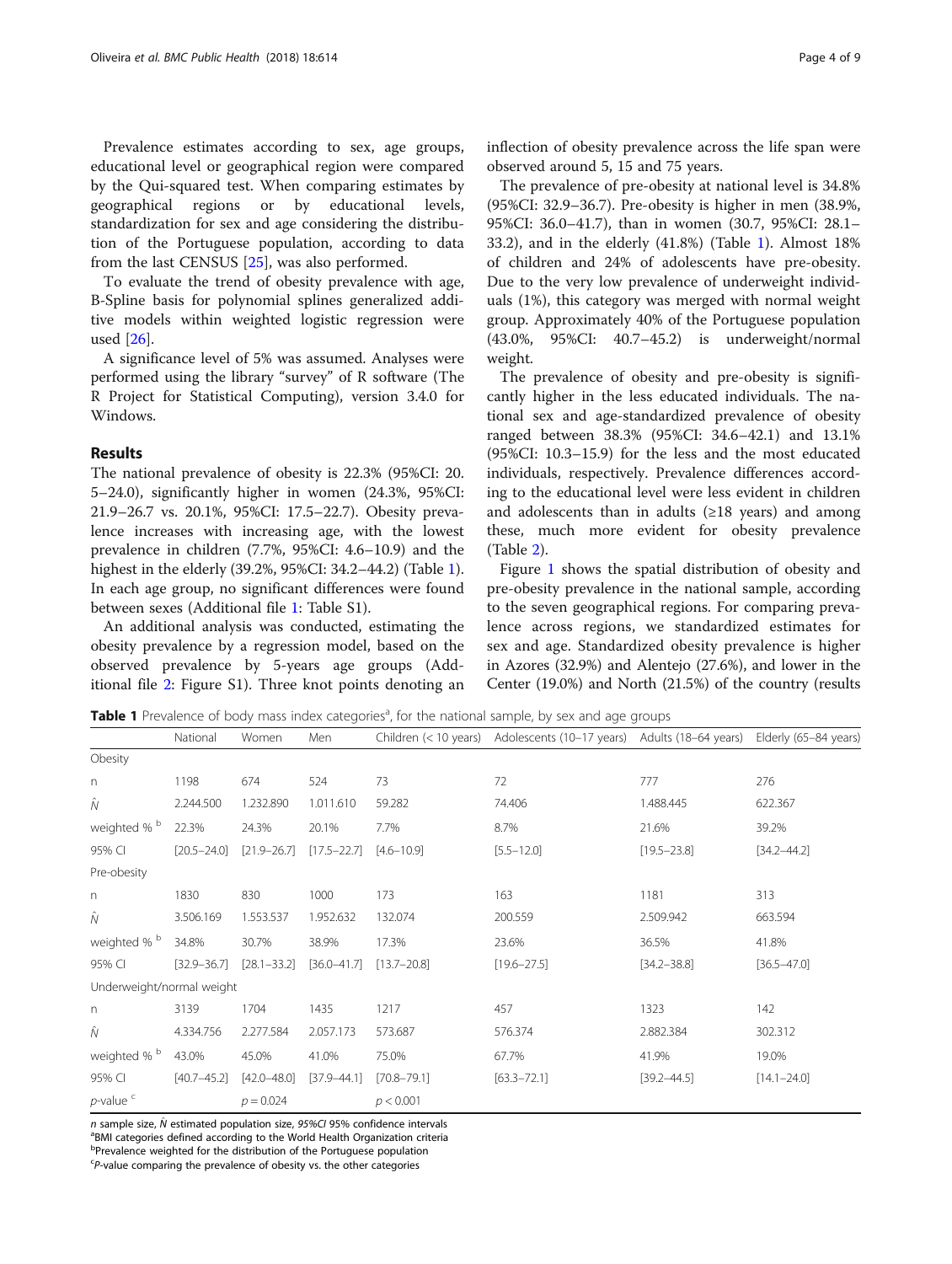Prevalence estimates according to sex, age groups, educational level or geographical region were compared by the Qui-squared test. When comparing estimates by geographical regions or by educational levels, standardization for sex and age considering the distribution of the Portuguese population, according to data from the last CENSUS [25], was also performed.

To evaluate the trend of obesity prevalence with age, B-Spline basis for polynomial splines generalized additive models within weighted logistic regression were used [26].

A significance level of 5% was assumed. Analyses were performed using the library "survey" of R software (The R Project for Statistical Computing), version 3.4.0 for Windows.

## Results

The national prevalence of obesity is 22.3% (95%CI: 20.5–24.0), significantly higher in women (24.3%, 95%CI: 21.9–26.7 vs. 20.1%, 95%CI: 17.5–22.7). Obesity prevalence increases with increasing age, with the lowest prevalence in children (7.7%, 95%CI: 4.6–10.9) and the highest in the elderly (39.2%, 95%CI: 34.2–44.2) (Table 1). In each age group, no significant differences were found between sexes (Additional file 1: Table S1).

An additional analysis was conducted, estimating the obesity prevalence by a regression model, based on the observed prevalence by 5-years age groups (Additional file 2: Figure S1). Three knot points denoting an inflection of obesity prevalence across the life span were observed around 5, 15 and 75 years.

The prevalence of pre-obesity at national level is 34.8% (95%CI: 32.9–36.7). Pre-obesity is higher in men (38.9%, 95%CI: 36.0–41.7), than in women (30.7, 95%CI: 28.1–33.2), and in the elderly (41.8%) (Table 1). Almost 18% of children and 24% of adolescents have pre-obesity. Due to the very low prevalence of underweight individuals (1%), this category was merged with normal weight group. Approximately 40% of the Portuguese population (43.0%, 95%CI: 40.7–45.2) is underweight/normal weight.

The prevalence of obesity and pre-obesity is significantly higher in the less educated individuals. The national sex and age-standardized prevalence of obesity ranged between 38.3% (95%CI: 34.6–42.1) and 13.1% (95%CI: 10.3–15.9) for the less and the most educated individuals, respectively. Prevalence differences according to the educational level were less evident in children and adolescents than in adults (≥18 years) and among these, much more evident for obesity prevalence (Table 2).

Figure 1 shows the spatial distribution of obesity and pre-obesity prevalence in the national sample, according to the seven geographical regions. For comparing prevalence across regions, we standardized estimates for sex and age. Standardized obesity prevalence is higher in Azores (32.9%) and Alentejo (27.6%), and lower in the Center (19.0%) and North (21.5%) of the country (results

**Table 1** Prevalence of body mass index categories[a], for the national sample, by sex and age groups

| | National | Women | Men | Children (< 10 years) | Adolescents (10–17 years) | Adults (18–64 years) | Elderly (65–84 years) |
|---|---|---|---|---|---|---|---|
| Obesity | | | | | | | |
| n | 1198 | 674 | 524 | 73 | 72 | 777 | 276 |
| $\hat{N}$ | 2.244.500 | 1.232.890 | 1.011.610 | 59.282 | 74.406 | 1.488.445 | 622.367 |
| weighted % [b] | 22.3% | 24.3% | 20.1% | 7.7% | 8.7% | 21.6% | 39.2% |
| 95% CI | [20.5–24.0] | [21.9–26.7] | [17.5–22.7] | [4.6–10.9] | [5.5–12.0] | [19.5–23.8] | [34.2–44.2] |
| Pre-obesity | | | | | | | |
| n | 1830 | 830 | 1000 | 173 | 163 | 1181 | 313 |
| $\hat{N}$ | 3.506.169 | 1.553.537 | 1.952.632 | 132.074 | 200.559 | 2.509.942 | 663.594 |
| weighted % [b] | 34.8% | 30.7% | 38.9% | 17.3% | 23.6% | 36.5% | 41.8% |
| 95% CI | [32.9–36.7] | [28.1–33.2] | [36.0–41.7] | [13.7–20.8] | [19.6–27.5] | [34.2–38.8] | [36.5–47.0] |
| Underweight/normal weight | | | | | | | |
| n | 3139 | 1704 | 1435 | 1217 | 457 | 1323 | 142 |
| $\hat{N}$ | 4.334.756 | 2.277.584 | 2.057.173 | 573.687 | 576.374 | 2.882.384 | 302.312 |
| weighted % [b] | 43.0% | 45.0% | 41.0% | 75.0% | 67.7% | 41.9% | 19.0% |
| 95% CI | [40.7–45.2] | [42.0–48.0] | [37.9–44.1] | [70.8–79.1] | [63.3–72.1] | [39.2–44.5] | [14.1–24.0] |
| p-value [c] | | $p = 0.024$ | | $p < 0.001$ | | | |

*n* sample size, $\hat{N}$ estimated population size, *95%CI* 95% confidence intervals
[a]BMI categories defined according to the World Health Organization criteria
[b]Prevalence weighted for the distribution of the Portuguese population
[c]*P*-value comparing the prevalence of obesity vs. the other categories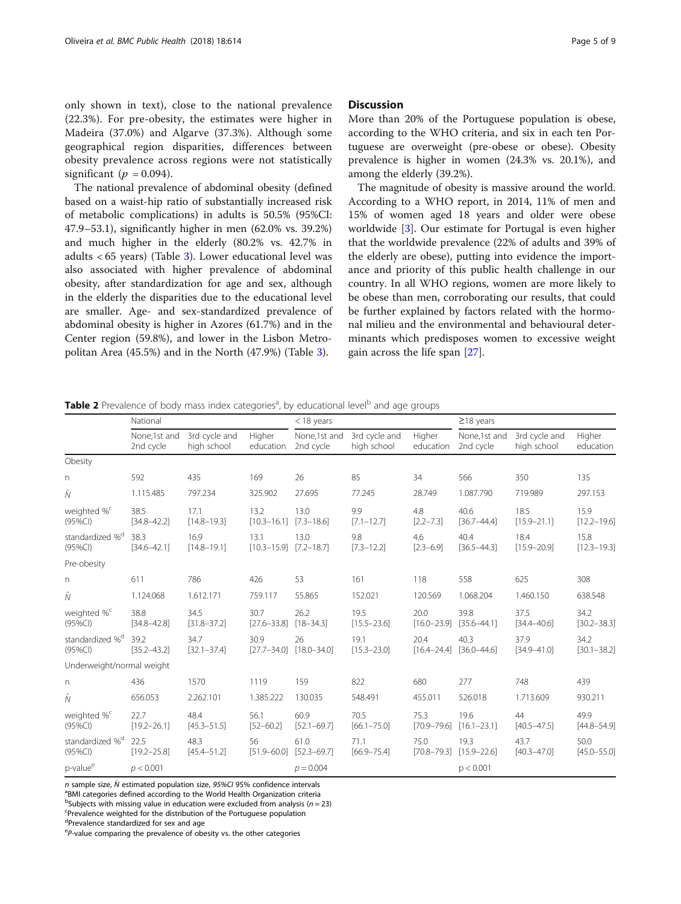only shown in text), close to the national prevalence (22.3%). For pre-obesity, the estimates were higher in Madeira (37.0%) and Algarve (37.3%). Although some geographical region disparities, differences between obesity prevalence across regions were not statistically significant ($p$ = 0.094).

The national prevalence of abdominal obesity (defined based on a waist-hip ratio of substantially increased risk of metabolic complications) in adults is 50.5% (95%CI: 47.9–53.1), significantly higher in men (62.0% vs. 39.2%) and much higher in the elderly (80.2% vs. 42.7% in adults < 65 years) (Table 3). Lower educational level was also associated with higher prevalence of abdominal obesity, after standardization for age and sex, although in the elderly the disparities due to the educational level are smaller. Age- and sex-standardized prevalence of abdominal obesity is higher in Azores (61.7%) and in the Center region (59.8%), and lower in the Lisbon Metropolitan Area (45.5%) and in the North (47.9%) (Table 3).

## Discussion

More than 20% of the Portuguese population is obese, according to the WHO criteria, and six in each ten Portuguese are overweight (pre-obese or obese). Obesity prevalence is higher in women (24.3% vs. 20.1%), and among the elderly (39.2%).

The magnitude of obesity is massive around the world. According to a WHO report, in 2014, 11% of men and 15% of women aged 18 years and older were obese worldwide [3]. Our estimate for Portugal is even higher that the worldwide prevalence (22% of adults and 39% of the elderly are obese), putting into evidence the importance and priority of this public health challenge in our country. In all WHO regions, women are more likely to be obese than men, corroborating our results, that could be further explained by factors related with the hormonal milieu and the environmental and behavioural determinants which predisposes women to excessive weight gain across the life span [27].

**Table 2** Prevalence of body mass index categories[a], by educational level[b] and age groups

| | National | | | < 18 years | | | ≥18 years | | |
|---|---|---|---|---|---|---|---|---|---|
| | None,1st and 2nd cycle | 3rd cycle and high school | Higher education | None,1st and 2nd cycle | 3rd cycle and high school | Higher education | None,1st and 2nd cycle | 3rd cycle and high school | Higher education |
| Obesity | | | | | | | | | |
| n | 592 | 435 | 169 | 26 | 85 | 34 | 566 | 350 | 135 |
| $\hat{N}$ | 1.115.485 | 797.234 | 325.902 | 27.695 | 77.245 | 28.749 | 1.087.790 | 719.989 | 297.153 |
| weighted %[c] (95%CI) | 38.5 [34.8–42.2] | 17.1 [14.8–19.3] | 13.2 [10.3–16.1] | 13.0 [7.3–18.6] | 9.9 [7.1–12.7] | 4.8 [2.2–7.3] | 40.6 [36.7–44.4] | 18.5 [15.9–21.1] | 15.9 [12.2–19.6] |
| standardized %[d] (95%CI) | 38.3 [34.6–42.1] | 16.9 [14.8–19.1] | 13.1 [10.3–15.9] | 13.0 [7.2–18.7] | 9.8 [7.3–12.2] | 4.6 [2.3–6.9] | 40.4 [36.5–44.3] | 18.4 [15.9–20.9] | 15.8 [12.3–19.3] |
| Pre-obesity | | | | | | | | | |
| n | 611 | 786 | 426 | 53 | 161 | 118 | 558 | 625 | 308 |
| $\hat{N}$ | 1.124.068 | 1.612.171 | 759.117 | 55.865 | 152.021 | 120.569 | 1.068.204 | 1.460.150 | 638.548 |
| weighted %[c] (95%CI) | 38.8 [34.8–42.8] | 34.5 [31.8–37.2] | 30.7 [27.6–33.8] | 26.2 [18–34.3] | 19.5 [15.5–23.6] | 20.0 [16.0–23.9] | 39.8 [35.6–44.1] | 37.5 [34.4–40.6] | 34.2 [30.2–38.3] |
| standardized %[d] (95%CI) | 39.2 [35.2–43.2] | 34.7 [32.1–37.4] | 30.9 [27.7–34.0] | 26 [18.0–34.0] | 19.1 [15.3–23.0] | 20.4 [16.4–24.4] | 40.3 [36.0–44.6] | 37.9 [34.9–41.0] | 34.2 [30.1–38.2] |
| Underweight/normal weight | | | | | | | | | |
| n | 436 | 1570 | 1119 | 159 | 822 | 680 | 277 | 748 | 439 |
| $\hat{N}$ | 656.053 | 2.262.101 | 1.385.222 | 130.035 | 548.491 | 455.011 | 526.018 | 1.713.609 | 930.211 |
| weighted %[c] (95%CI) | 22.7 [19.2–26.1] | 48.4 [45.3–51.5] | 56.1 [52–60.2] | 60.9 [52.1–69.7] | 70.5 [66.1–75.0] | 75.3 [70.9–79.6] | 19.6 [16.1–23.1] | 44 [40.5–47.5] | 49.9 [44.8–54.9] |
| standardized %[d] (95%CI) | 22.5 [19.2–25.8] | 48.3 [45.4–51.2] | 56 [51.9–60.0] | 61.0 [52.3–69.7] | 71.1 [66.9–75.4] | 75.0 [70.8–79.3] | 19.3 [15.9–22.6] | 43.7 [40.3–47.0] | 50.0 [45.0–55.0] |
| p-value[e] | $p < 0.001$ | | | $p = 0.004$ | | | $p < 0.001$ | | |

*n* sample size, $\hat{N}$ estimated population size, *95%CI* 95% confidence intervals
[a]BMI categories defined according to the World Health Organization criteria
[b]Subjects with missing value in education were excluded from analysis ($n = 23$)
[c]Prevalence weighted for the distribution of the Portuguese population
[d]Prevalence standardized for sex and age
[e]*P*-value comparing the prevalence of obesity vs. the other categories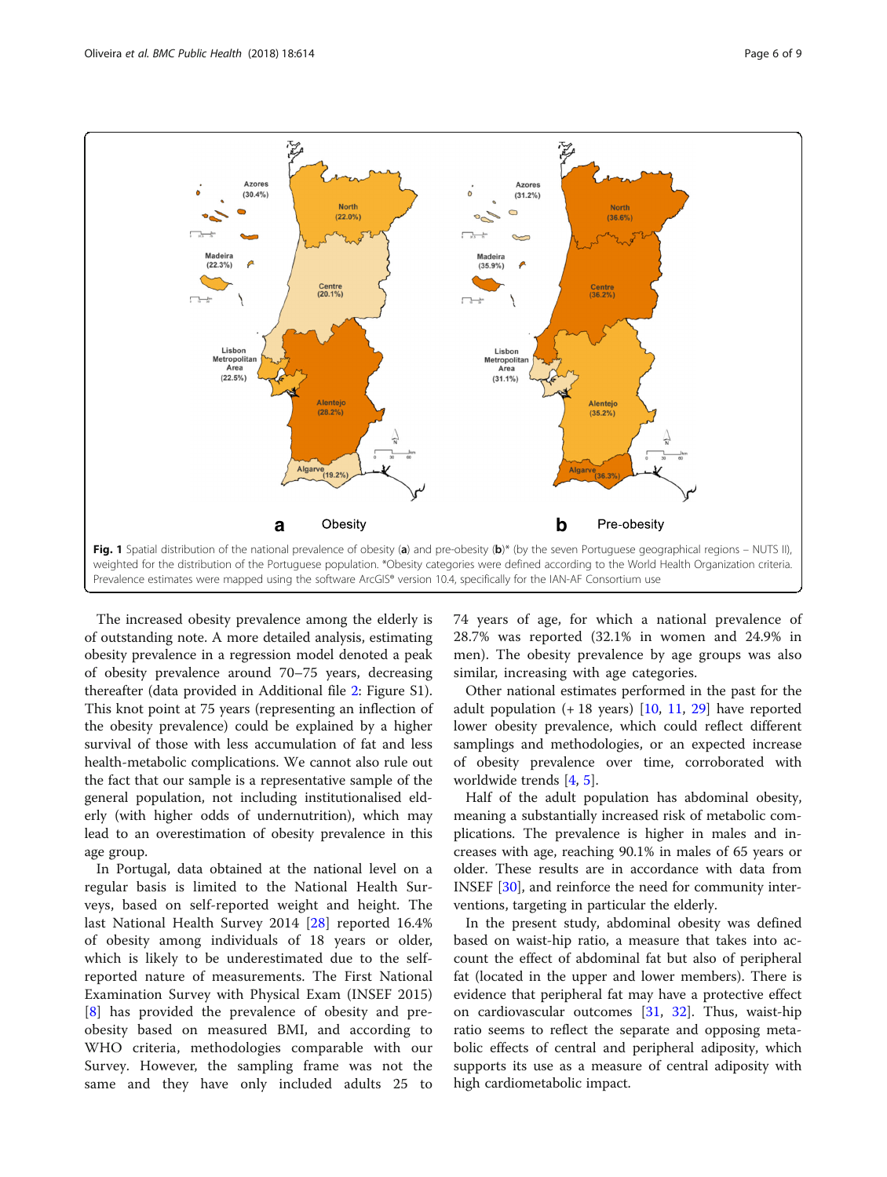Fig. 1 Spatial distribution of the national prevalence of obesity (**a**) and pre-obesity (**b**)* (by the seven Portuguese geographical regions – NUTS II), weighted for the distribution of the Portuguese population. *Obesity categories were defined according to the World Health Organization criteria. Prevalence estimates were mapped using the software ArcGIS® version 10.4, specifically for the IAN-AF Consortium use

The increased obesity prevalence among the elderly is of outstanding note. A more detailed analysis, estimating obesity prevalence in a regression model denoted a peak of obesity prevalence around 70–75 years, decreasing thereafter (data provided in Additional file 2: Figure S1). This knot point at 75 years (representing an inflection of the obesity prevalence) could be explained by a higher survival of those with less accumulation of fat and less health-metabolic complications. We cannot also rule out the fact that our sample is a representative sample of the general population, not including institutionalised elderly (with higher odds of undernutrition), which may lead to an overestimation of obesity prevalence in this age group.

In Portugal, data obtained at the national level on a regular basis is limited to the National Health Surveys, based on self-reported weight and height. The last National Health Survey 2014 [28] reported 16.4% of obesity among individuals of 18 years or older, which is likely to be underestimated due to the self-reported nature of measurements. The First National Examination Survey with Physical Exam (INSEF 2015) [8] has provided the prevalence of obesity and pre-obesity based on measured BMI, and according to WHO criteria, methodologies comparable with our Survey. However, the sampling frame was not the same and they have only included adults 25 to 74 years of age, for which a national prevalence of 28.7% was reported (32.1% in women and 24.9% in men). The obesity prevalence by age groups was also similar, increasing with age categories.

Other national estimates performed in the past for the adult population (+ 18 years) [10, 11, 29] have reported lower obesity prevalence, which could reflect different samplings and methodologies, or an expected increase of obesity prevalence over time, corroborated with worldwide trends [4, 5].

Half of the adult population has abdominal obesity, meaning a substantially increased risk of metabolic complications. The prevalence is higher in males and increases with age, reaching 90.1% in males of 65 years or older. These results are in accordance with data from INSEF [30], and reinforce the need for community interventions, targeting in particular the elderly.

In the present study, abdominal obesity was defined based on waist-hip ratio, a measure that takes into account the effect of abdominal fat but also of peripheral fat (located in the upper and lower members). There is evidence that peripheral fat may have a protective effect on cardiovascular outcomes [31, 32]. Thus, waist-hip ratio seems to reflect the separate and opposing metabolic effects of central and peripheral adiposity, which supports its use as a measure of central adiposity with high cardiometabolic impact.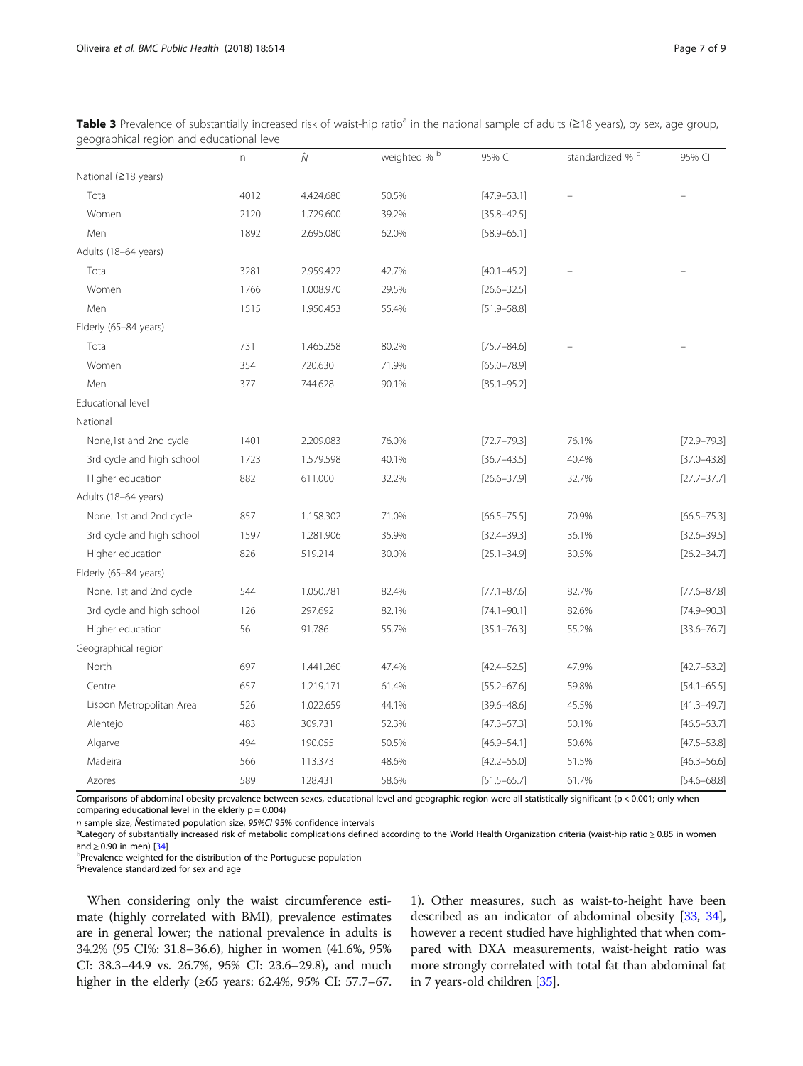**Table 3** Prevalence of substantially increased risk of waist-hip ratio[a] in the national sample of adults (≥18 years), by sex, age group, geographical region and educational level

| | n | $\hat{N}$ | weighted % [b] | 95% CI | standardized % [c] | 95% CI |
|---|---|---|---|---|---|---|
| National (≥18 years) | | | | | | |
| Total | 4012 | 4.424.680 | 50.5% | [47.9–53.1] | – | – |
| Women | 2120 | 1.729.600 | 39.2% | [35.8–42.5] | | |
| Men | 1892 | 2.695.080 | 62.0% | [58.9–65.1] | | |
| Adults (18–64 years) | | | | | | |
| Total | 3281 | 2.959.422 | 42.7% | [40.1–45.2] | – | – |
| Women | 1766 | 1.008.970 | 29.5% | [26.6–32.5] | | |
| Men | 1515 | 1.950.453 | 55.4% | [51.9–58.8] | | |
| Elderly (65–84 years) | | | | | | |
| Total | 731 | 1.465.258 | 80.2% | [75.7–84.6] | – | – |
| Women | 354 | 720.630 | 71.9% | [65.0–78.9] | | |
| Men | 377 | 744.628 | 90.1% | [85.1–95.2] | | |
| Educational level | | | | | | |
| National | | | | | | |
| None,1st and 2nd cycle | 1401 | 2.209.083 | 76.0% | [72.7–79.3] | 76.1% | [72.9–79.3] |
| 3rd cycle and high school | 1723 | 1.579.598 | 40.1% | [36.7–43.5] | 40.4% | [37.0–43.8] |
| Higher education | 882 | 611.000 | 32.2% | [26.6–37.9] | 32.7% | [27.7–37.7] |
| Adults (18–64 years) | | | | | | |
| None. 1st and 2nd cycle | 857 | 1.158.302 | 71.0% | [66.5–75.5] | 70.9% | [66.5–75.3] |
| 3rd cycle and high school | 1597 | 1.281.906 | 35.9% | [32.4–39.3] | 36.1% | [32.6–39.5] |
| Higher education | 826 | 519.214 | 30.0% | [25.1–34.9] | 30.5% | [26.2–34.7] |
| Elderly (65–84 years) | | | | | | |
| None. 1st and 2nd cycle | 544 | 1.050.781 | 82.4% | [77.1–87.6] | 82.7% | [77.6–87.8] |
| 3rd cycle and high school | 126 | 297.692 | 82.1% | [74.1–90.1] | 82.6% | [74.9–90.3] |
| Higher education | 56 | 91.786 | 55.7% | [35.1–76.3] | 55.2% | [33.6–76.7] |
| Geographical region | | | | | | |
| North | 697 | 1.441.260 | 47.4% | [42.4–52.5] | 47.9% | [42.7–53.2] |
| Centre | 657 | 1.219.171 | 61.4% | [55.2–67.6] | 59.8% | [54.1–65.5] |
| Lisbon Metropolitan Area | 526 | 1.022.659 | 44.1% | [39.6–48.6] | 45.5% | [41.3–49.7] |
| Alentejo | 483 | 309.731 | 52.3% | [47.3–57.3] | 50.1% | [46.5–53.7] |
| Algarve | 494 | 190.055 | 50.5% | [46.9–54.1] | 50.6% | [47.5–53.8] |
| Madeira | 566 | 113.373 | 48.6% | [42.2–55.0] | 51.5% | [46.3–56.6] |
| Azores | 589 | 128.431 | 58.6% | [51.5–65.7] | 61.7% | [54.6–68.8] |

Comparisons of abdominal obesity prevalence between sexes, educational level and geographic region were all statistically significant ($p < 0.001$; only when comparing educational level in the elderly $p = 0.004$)

*n* sample size, $\hat{N}$estimated population size, *95%CI* 95% confidence intervals

[a]Category of substantially increased risk of metabolic complications defined according to the World Health Organization criteria (waist-hip ratio ≥ 0.85 in women and ≥ 0.90 in men) [34]

[b]Prevalence weighted for the distribution of the Portuguese population

[c]Prevalence standardized for sex and age

When considering only the waist circumference estimate (highly correlated with BMI), prevalence estimates are in general lower; the national prevalence in adults is 34.2% (95 CI%: 31.8–36.6), higher in women (41.6%, 95% CI: 38.3–44.9 vs. 26.7%, 95% CI: 23.6–29.8), and much higher in the elderly (≥65 years: 62.4%, 95% CI: 57.7–67.1). Other measures, such as waist-to-height have been described as an indicator of abdominal obesity [33, 34], however a recent studied have highlighted that when compared with DXA measurements, waist-height ratio was more strongly correlated with total fat than abdominal fat in 7 years-old children [35].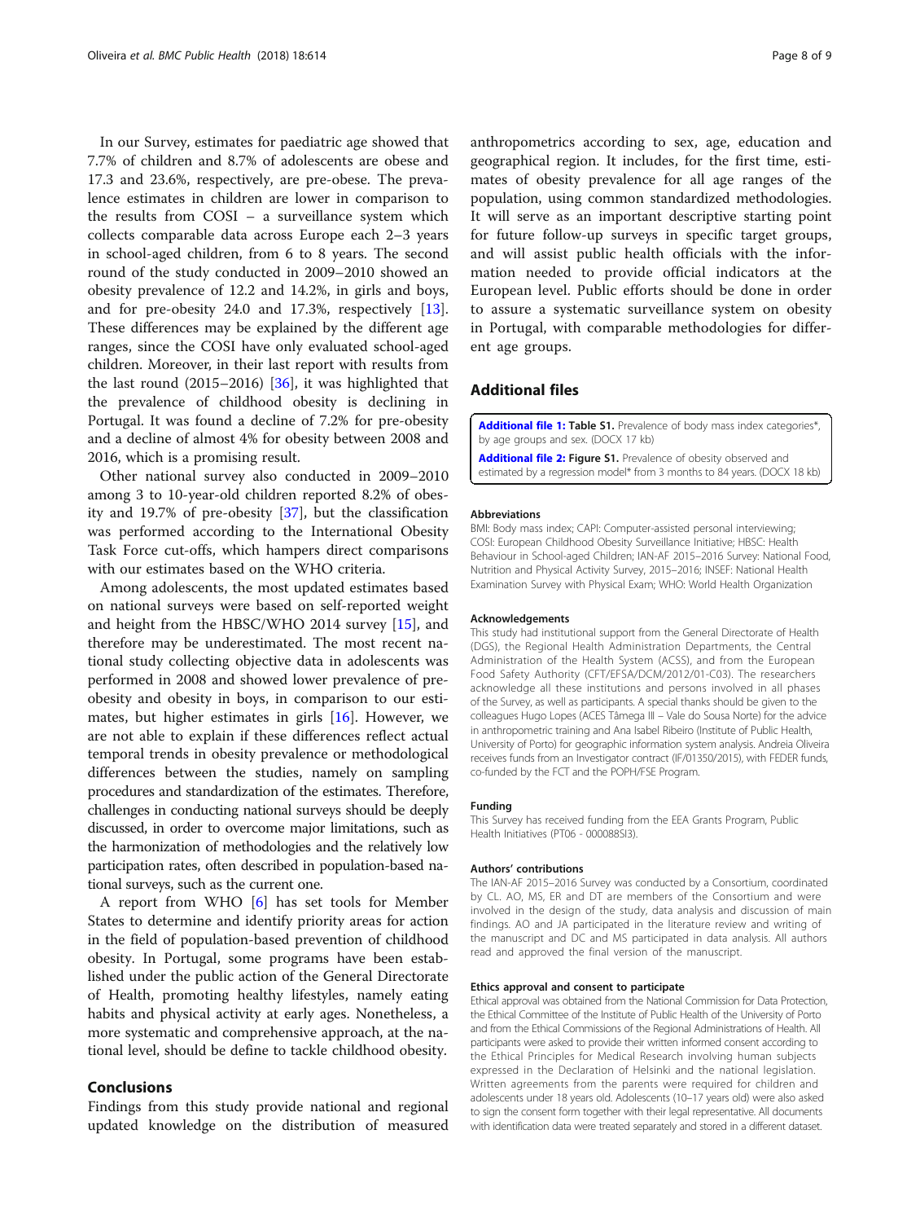In our Survey, estimates for paediatric age showed that 7.7% of children and 8.7% of adolescents are obese and 17.3 and 23.6%, respectively, are pre-obese. The prevalence estimates in children are lower in comparison to the results from COSI – a surveillance system which collects comparable data across Europe each 2–3 years in school-aged children, from 6 to 8 years. The second round of the study conducted in 2009–2010 showed an obesity prevalence of 12.2 and 14.2%, in girls and boys, and for pre-obesity 24.0 and 17.3%, respectively [13]. These differences may be explained by the different age ranges, since the COSI have only evaluated school-aged children. Moreover, in their last report with results from the last round (2015–2016) [36], it was highlighted that the prevalence of childhood obesity is declining in Portugal. It was found a decline of 7.2% for pre-obesity and a decline of almost 4% for obesity between 2008 and 2016, which is a promising result.

Other national survey also conducted in 2009–2010 among 3 to 10-year-old children reported 8.2% of obesity and 19.7% of pre-obesity [37], but the classification was performed according to the International Obesity Task Force cut-offs, which hampers direct comparisons with our estimates based on the WHO criteria.

Among adolescents, the most updated estimates based on national surveys were based on self-reported weight and height from the HBSC/WHO 2014 survey [15], and therefore may be underestimated. The most recent national study collecting objective data in adolescents was performed in 2008 and showed lower prevalence of pre-obesity and obesity in boys, in comparison to our estimates, but higher estimates in girls [16]. However, we are not able to explain if these differences reflect actual temporal trends in obesity prevalence or methodological differences between the studies, namely on sampling procedures and standardization of the estimates. Therefore, challenges in conducting national surveys should be deeply discussed, in order to overcome major limitations, such as the harmonization of methodologies and the relatively low participation rates, often described in population-based national surveys, such as the current one.

A report from WHO [6] has set tools for Member States to determine and identify priority areas for action in the field of population-based prevention of childhood obesity. In Portugal, some programs have been established under the public action of the General Directorate of Health, promoting healthy lifestyles, namely eating habits and physical activity at early ages. Nonetheless, a more systematic and comprehensive approach, at the national level, should be define to tackle childhood obesity.

## Conclusions

Findings from this study provide national and regional updated knowledge on the distribution of measured anthropometrics according to sex, age, education and geographical region. It includes, for the first time, estimates of obesity prevalence for all age ranges of the population, using common standardized methodologies. It will serve as an important descriptive starting point for future follow-up surveys in specific target groups, and will assist public health officials with the information needed to provide official indicators at the European level. Public efforts should be done in order to assure a systematic surveillance system on obesity in Portugal, with comparable methodologies for different age groups.

## Additional files

**Additional file 1: Table S1.** Prevalence of body mass index categories*, by age groups and sex. (DOCX 17 kb)

**Additional file 2: Figure S1.** Prevalence of obesity observed and estimated by a regression model* from 3 months to 84 years. (DOCX 18 kb)

#### Abbreviations

BMI: Body mass index; CAPI: Computer-assisted personal interviewing; COSI: European Childhood Obesity Surveillance Initiative; HBSC: Health Behaviour in School-aged Children; IAN-AF 2015–2016 Survey: National Food, Nutrition and Physical Activity Survey, 2015–2016; INSEF: National Health Examination Survey with Physical Exam; WHO: World Health Organization

#### Acknowledgements

This study had institutional support from the General Directorate of Health (DGS), the Regional Health Administration Departments, the Central Administration of the Health System (ACSS), and from the European Food Safety Authority (CFT/EFSA/DCM/2012/01-C03). The researchers acknowledge all these institutions and persons involved in all phases of the Survey, as well as participants. A special thanks should be given to the colleagues Hugo Lopes (ACES Tâmega III – Vale do Sousa Norte) for the advice in anthropometric training and Ana Isabel Ribeiro (Institute of Public Health, University of Porto) for geographic information system analysis. Andreia Oliveira receives funds from an Investigator contract (IF/01350/2015), with FEDER funds, co-funded by the FCT and the POPH/FSE Program.

#### Funding

This Survey has received funding from the EEA Grants Program, Public Health Initiatives (PT06 - 000088SI3).

#### Authors' contributions

The IAN-AF 2015–2016 Survey was conducted by a Consortium, coordinated by CL. AO, MS, ER and DT are members of the Consortium and were involved in the design of the study, data analysis and discussion of main findings. AO and JA participated in the literature review and writing of the manuscript and DC and MS participated in data analysis. All authors read and approved the final version of the manuscript.

#### Ethics approval and consent to participate

Ethical approval was obtained from the National Commission for Data Protection, the Ethical Committee of the Institute of Public Health of the University of Porto and from the Ethical Commissions of the Regional Administrations of Health. All participants were asked to provide their written informed consent according to the Ethical Principles for Medical Research involving human subjects expressed in the Declaration of Helsinki and the national legislation. Written agreements from the parents were required for children and adolescents under 18 years old. Adolescents (10–17 years old) were also asked to sign the consent form together with their legal representative. All documents with identification data were treated separately and stored in a different dataset.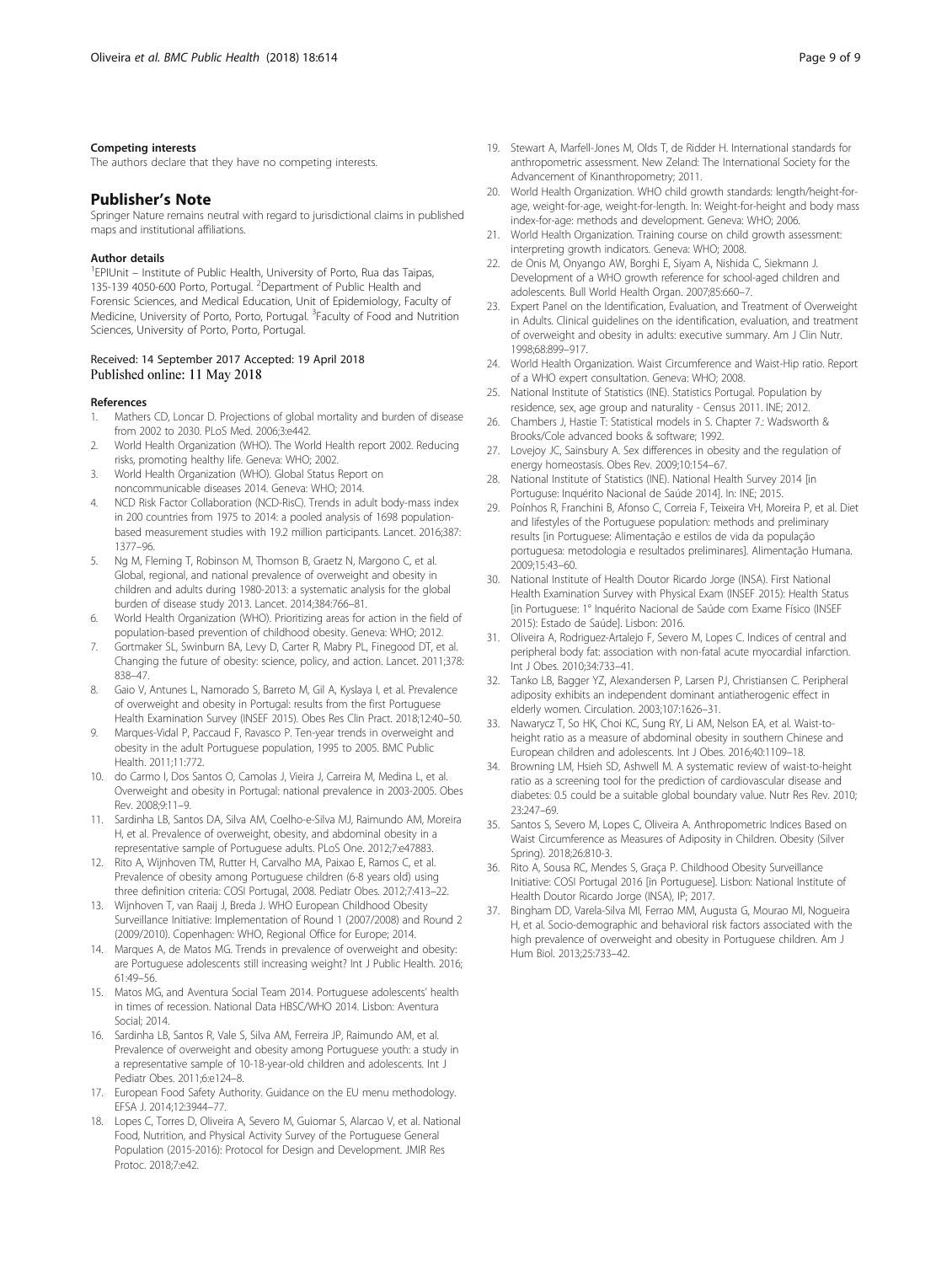### Competing interests

The authors declare that they have no competing interests.

## Publisher's Note

Springer Nature remains neutral with regard to jurisdictional claims in published maps and institutional affiliations.

### Author details

[1]EPIUnit – Institute of Public Health, University of Porto, Rua das Taipas, 135-139 4050-600 Porto, Portugal. [2]Department of Public Health and Forensic Sciences, and Medical Education, Unit of Epidemiology, Faculty of Medicine, University of Porto, Porto, Portugal. [3]Faculty of Food and Nutrition Sciences, University of Porto, Porto, Portugal.

Received: 14 September 2017 Accepted: 19 April 2018
Published online: 11 May 2018

### References

1. Mathers CD, Loncar D. Projections of global mortality and burden of disease from 2002 to 2030. PLoS Med. 2006;3:e442.
2. World Health Organization (WHO). The World Health report 2002. Reducing risks, promoting healthy life. Geneva: WHO; 2002.
3. World Health Organization (WHO). Global Status Report on noncommunicable diseases 2014. Geneva: WHO; 2014.
4. NCD Risk Factor Collaboration (NCD-RisC). Trends in adult body-mass index in 200 countries from 1975 to 2014: a pooled analysis of 1698 population-based measurement studies with 19.2 million participants. Lancet. 2016;387:1377–96.
5. Ng M, Fleming T, Robinson M, Thomson B, Graetz N, Margono C, et al. Global, regional, and national prevalence of overweight and obesity in children and adults during 1980-2013: a systematic analysis for the global burden of disease study 2013. Lancet. 2014;384:766–81.
6. World Health Organization (WHO). Prioritizing areas for action in the field of population-based prevention of childhood obesity. Geneva: WHO; 2012.
7. Gortmaker SL, Swinburn BA, Levy D, Carter R, Mabry PL, Finegood DT, et al. Changing the future of obesity: science, policy, and action. Lancet. 2011;378:838–47.
8. Gaio V, Antunes L, Namorado S, Barreto M, Gil A, Kyslaya I, et al. Prevalence of overweight and obesity in Portugal: results from the first Portuguese Health Examination Survey (INSEF 2015). Obes Res Clin Pract. 2018;12:40–50.
9. Marques-Vidal P, Paccaud F, Ravasco P. Ten-year trends in overweight and obesity in the adult Portuguese population, 1995 to 2005. BMC Public Health. 2011;11:772.
10. do Carmo I, Dos Santos O, Camolas J, Vieira J, Carreira M, Medina L, et al. Overweight and obesity in Portugal: national prevalence in 2003-2005. Obes Rev. 2008;9:11–9.
11. Sardinha LB, Santos DA, Silva AM, Coelho-e-Silva MJ, Raimundo AM, Moreira H, et al. Prevalence of overweight, obesity, and abdominal obesity in a representative sample of Portuguese adults. PLoS One. 2012;7:e47883.
12. Rito A, Wijnhoven TM, Rutter H, Carvalho MA, Paixao E, Ramos C, et al. Prevalence of obesity among Portuguese children (6-8 years old) using three definition criteria: COSI Portugal, 2008. Pediatr Obes. 2012;7:413–22.
13. Wijnhoven T, van Raaij J, Breda J. WHO European Childhood Obesity Surveillance Initiative: Implementation of Round 1 (2007/2008) and Round 2 (2009/2010). Copenhagen: WHO, Regional Office for Europe; 2014.
14. Marques A, de Matos MG. Trends in prevalence of overweight and obesity: are Portuguese adolescents still increasing weight? Int J Public Health. 2016;61:49–56.
15. Matos MG, and Aventura Social Team 2014. Portuguese adolescents' health in times of recession. National Data HBSC/WHO 2014. Lisbon: Aventura Social; 2014.
16. Sardinha LB, Santos R, Vale S, Silva AM, Ferreira JP, Raimundo AM, et al. Prevalence of overweight and obesity among Portuguese youth: a study in a representative sample of 10-18-year-old children and adolescents. Int J Pediatr Obes. 2011;6:e124–8.
17. European Food Safety Authority. Guidance on the EU menu methodology. EFSA J. 2014;12:3944–77.
18. Lopes C, Torres D, Oliveira A, Severo M, Guiomar S, Alarcao V, et al. National Food, Nutrition, and Physical Activity Survey of the Portuguese General Population (2015-2016): Protocol for Design and Development. JMIR Res Protoc. 2018;7:e42.
19. Stewart A, Marfell-Jones M, Olds T, de Ridder H. International standards for anthropometric assessment. New Zeland: The International Society for the Advancement of Kinanthropometry; 2011.
20. World Health Organization. WHO child growth standards: length/height-for-age, weight-for-age, weight-for-length. In: Weight-for-height and body mass index-for-age: methods and development. Geneva: WHO; 2006.
21. World Health Organization. Training course on child growth assessment: interpreting growth indicators. Geneva: WHO; 2008.
22. de Onis M, Onyango AW, Borghi E, Siyam A, Nishida C, Siekmann J. Development of a WHO growth reference for school-aged children and adolescents. Bull World Health Organ. 2007;85:660–7.
23. Expert Panel on the Identification, Evaluation, and Treatment of Overweight in Adults. Clinical guidelines on the identification, evaluation, and treatment of overweight and obesity in adults: executive summary. Am J Clin Nutr. 1998;68:899–917.
24. World Health Organization. Waist Circumference and Waist-Hip ratio. Report of a WHO expert consultation. Geneva: WHO; 2008.
25. National Institute of Statistics (INE). Statistics Portugal. Population by residence, sex, age group and naturality - Census 2011. INE; 2012.
26. Chambers J, Hastie T: Statistical models in S. Chapter 7.: Wadsworth & Brooks/Cole advanced books & software; 1992.
27. Lovejoy JC, Sainsbury A. Sex differences in obesity and the regulation of energy homeostasis. Obes Rev. 2009;10:154–67.
28. National Institute of Statistics (INE). National Health Survey 2014 [in Portuguse: Inquérito Nacional de Saúde 2014]. In: INE; 2015.
29. Poínhos R, Franchini B, Afonso C, Correia F, Teixeira VH, Moreira P, et al. Diet and lifestyles of the Portuguese population: methods and preliminary results [in Portuguese: Alimentação e estilos de vida da população portuguesa: metodologia e resultados preliminares]. Alimentação Humana. 2009;15:43–60.
30. National Institute of Health Doutor Ricardo Jorge (INSA). First National Health Examination Survey with Physical Exam (INSEF 2015): Health Status [in Portuguese: 1° Inquérito Nacional de Saúde com Exame Físico (INSEF 2015): Estado de Saúde]. Lisbon: 2016.
31. Oliveira A, Rodriguez-Artalejo F, Severo M, Lopes C. Indices of central and peripheral body fat: association with non-fatal acute myocardial infarction. Int J Obes. 2010;34:733–41.
32. Tanko LB, Bagger YZ, Alexandersen P, Larsen PJ, Christiansen C. Peripheral adiposity exhibits an independent dominant antiatherogenic effect in elderly women. Circulation. 2003;107:1626–31.
33. Nawarycz T, So HK, Choi KC, Sung RY, Li AM, Nelson EA, et al. Waist-to-height ratio as a measure of abdominal obesity in southern Chinese and European children and adolescents. Int J Obes. 2016;40:1109–18.
34. Browning LM, Hsieh SD, Ashwell M. A systematic review of waist-to-height ratio as a screening tool for the prediction of cardiovascular disease and diabetes: 0.5 could be a suitable global boundary value. Nutr Res Rev. 2010;23:247–69.
35. Santos S, Severo M, Lopes C, Oliveira A. Anthropometric Indices Based on Waist Circumference as Measures of Adiposity in Children. Obesity (Silver Spring). 2018;26:810-3.
36. Rito A, Sousa RC, Mendes S, Graça P. Childhood Obesity Surveillance Initiative: COSI Portugal 2016 [in Portuguese]. Lisbon: National Institute of Health Doutor Ricardo Jorge (INSA), IP; 2017.
37. Bingham DD, Varela-Silva MI, Ferrao MM, Augusta G, Mourao MI, Nogueira H, et al. Socio-demographic and behavioral risk factors associated with the high prevalence of overweight and obesity in Portuguese children. Am J Hum Biol. 2013;25:733–42.